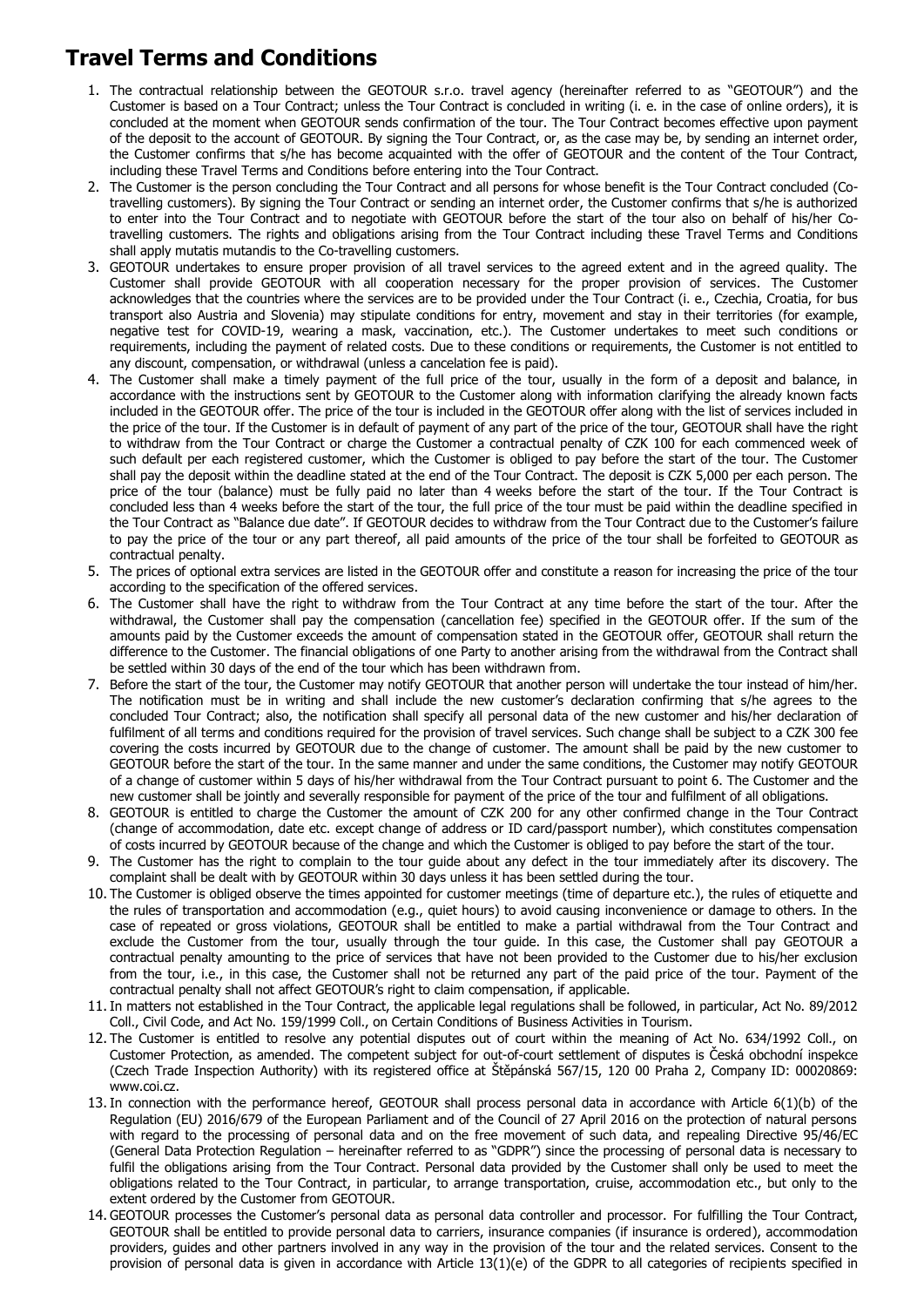# Travel Terms and Conditions

1. The contractual relationship between the GEOTOUR s.r.o. travel agency (hereinafter referred to as "GEOTOUR") and the Customer is based on a Tour Contract; unless the Tour Contract is concluded in writing (i. e. in the case of online orders), it is concluded at the moment when GEOTOUR sends confirmation of the tour. The Tour Contract becomes effective upon payment of the deposit to the account of GEOTOUR. By signing the Tour Contract, or, as the case may be, by sending an internet order, the Customer confirms that s/he has become acquainted with the offer of GEOTOUR and the content of the Tour Contract, including these Travel Terms and Conditions before entering into the Tour Contract.
2. The Customer is the person concluding the Tour Contract and all persons for whose benefit is the Tour Contract concluded (Co-travelling customers). By signing the Tour Contract or sending an internet order, the Customer confirms that s/he is authorized to enter into the Tour Contract and to negotiate with GEOTOUR before the start of the tour also on behalf of his/her Co-travelling customers. The rights and obligations arising from the Tour Contract including these Travel Terms and Conditions shall apply mutatis mutandis to the Co-travelling customers.
3. GEOTOUR undertakes to ensure proper provision of all travel services to the agreed extent and in the agreed quality. The Customer shall provide GEOTOUR with all cooperation necessary for the proper provision of services. The Customer acknowledges that the countries where the services are to be provided under the Tour Contract (i. e., Czechia, Croatia, for bus transport also Austria and Slovenia) may stipulate conditions for entry, movement and stay in their territories (for example, negative test for COVID-19, wearing a mask, vaccination, etc.). The Customer undertakes to meet such conditions or requirements, including the payment of related costs. Due to these conditions or requirements, the Customer is not entitled to any discount, compensation, or withdrawal (unless a cancelation fee is paid).
4. The Customer shall make a timely payment of the full price of the tour, usually in the form of a deposit and balance, in accordance with the instructions sent by GEOTOUR to the Customer along with information clarifying the already known facts included in the GEOTOUR offer. The price of the tour is included in the GEOTOUR offer along with the list of services included in the price of the tour. If the Customer is in default of payment of any part of the price of the tour, GEOTOUR shall have the right to withdraw from the Tour Contract or charge the Customer a contractual penalty of CZK 100 for each commenced week of such default per each registered customer, which the Customer is obliged to pay before the start of the tour. The Customer shall pay the deposit within the deadline stated at the end of the Tour Contract. The deposit is CZK 5,000 per each person. The price of the tour (balance) must be fully paid no later than 4 weeks before the start of the tour. If the Tour Contract is concluded less than 4 weeks before the start of the tour, the full price of the tour must be paid within the deadline specified in the Tour Contract as "Balance due date". If GEOTOUR decides to withdraw from the Tour Contract due to the Customer's failure to pay the price of the tour or any part thereof, all paid amounts of the price of the tour shall be forfeited to GEOTOUR as contractual penalty.
5. The prices of optional extra services are listed in the GEOTOUR offer and constitute a reason for increasing the price of the tour according to the specification of the offered services.
6. The Customer shall have the right to withdraw from the Tour Contract at any time before the start of the tour. After the withdrawal, the Customer shall pay the compensation (cancellation fee) specified in the GEOTOUR offer. If the sum of the amounts paid by the Customer exceeds the amount of compensation stated in the GEOTOUR offer, GEOTOUR shall return the difference to the Customer. The financial obligations of one Party to another arising from the withdrawal from the Contract shall be settled within 30 days of the end of the tour which has been withdrawn from.
7. Before the start of the tour, the Customer may notify GEOTOUR that another person will undertake the tour instead of him/her. The notification must be in writing and shall include the new customer's declaration confirming that s/he agrees to the concluded Tour Contract; also, the notification shall specify all personal data of the new customer and his/her declaration of fulfilment of all terms and conditions required for the provision of travel services. Such change shall be subject to a CZK 300 fee covering the costs incurred by GEOTOUR due to the change of customer. The amount shall be paid by the new customer to GEOTOUR before the start of the tour. In the same manner and under the same conditions, the Customer may notify GEOTOUR of a change of customer within 5 days of his/her withdrawal from the Tour Contract pursuant to point 6. The Customer and the new customer shall be jointly and severally responsible for payment of the price of the tour and fulfilment of all obligations.
8. GEOTOUR is entitled to charge the Customer the amount of CZK 200 for any other confirmed change in the Tour Contract (change of accommodation, date etc. except change of address or ID card/passport number), which constitutes compensation of costs incurred by GEOTOUR because of the change and which the Customer is obliged to pay before the start of the tour.
9. The Customer has the right to complain to the tour guide about any defect in the tour immediately after its discovery. The complaint shall be dealt with by GEOTOUR within 30 days unless it has been settled during the tour.
10. The Customer is obliged observe the times appointed for customer meetings (time of departure etc.), the rules of etiquette and the rules of transportation and accommodation (e.g., quiet hours) to avoid causing inconvenience or damage to others. In the case of repeated or gross violations, GEOTOUR shall be entitled to make a partial withdrawal from the Tour Contract and exclude the Customer from the tour, usually through the tour guide. In this case, the Customer shall pay GEOTOUR a contractual penalty amounting to the price of services that have not been provided to the Customer due to his/her exclusion from the tour, i.e., in this case, the Customer shall not be returned any part of the paid price of the tour. Payment of the contractual penalty shall not affect GEOTOUR's right to claim compensation, if applicable.
11. In matters not established in the Tour Contract, the applicable legal regulations shall be followed, in particular, Act No. 89/2012 Coll., Civil Code, and Act No. 159/1999 Coll., on Certain Conditions of Business Activities in Tourism.
12. The Customer is entitled to resolve any potential disputes out of court within the meaning of Act No. 634/1992 Coll., on Customer Protection, as amended. The competent subject for out-of-court settlement of disputes is Česká obchodní inspekce (Czech Trade Inspection Authority) with its registered office at Štěpánská 567/15, 120 00 Praha 2, Company ID: 00020869: www.coi.cz.
13. In connection with the performance hereof, GEOTOUR shall process personal data in accordance with Article 6(1)(b) of the Regulation (EU) 2016/679 of the European Parliament and of the Council of 27 April 2016 on the protection of natural persons with regard to the processing of personal data and on the free movement of such data, and repealing Directive 95/46/EC (General Data Protection Regulation – hereinafter referred to as "GDPR") since the processing of personal data is necessary to fulfil the obligations arising from the Tour Contract. Personal data provided by the Customer shall only be used to meet the obligations related to the Tour Contract, in particular, to arrange transportation, cruise, accommodation etc., but only to the extent ordered by the Customer from GEOTOUR.
14. GEOTOUR processes the Customer's personal data as personal data controller and processor. For fulfilling the Tour Contract, GEOTOUR shall be entitled to provide personal data to carriers, insurance companies (if insurance is ordered), accommodation providers, guides and other partners involved in any way in the provision of the tour and the related services. Consent to the provision of personal data is given in accordance with Article 13(1)(e) of the GDPR to all categories of recipients specified in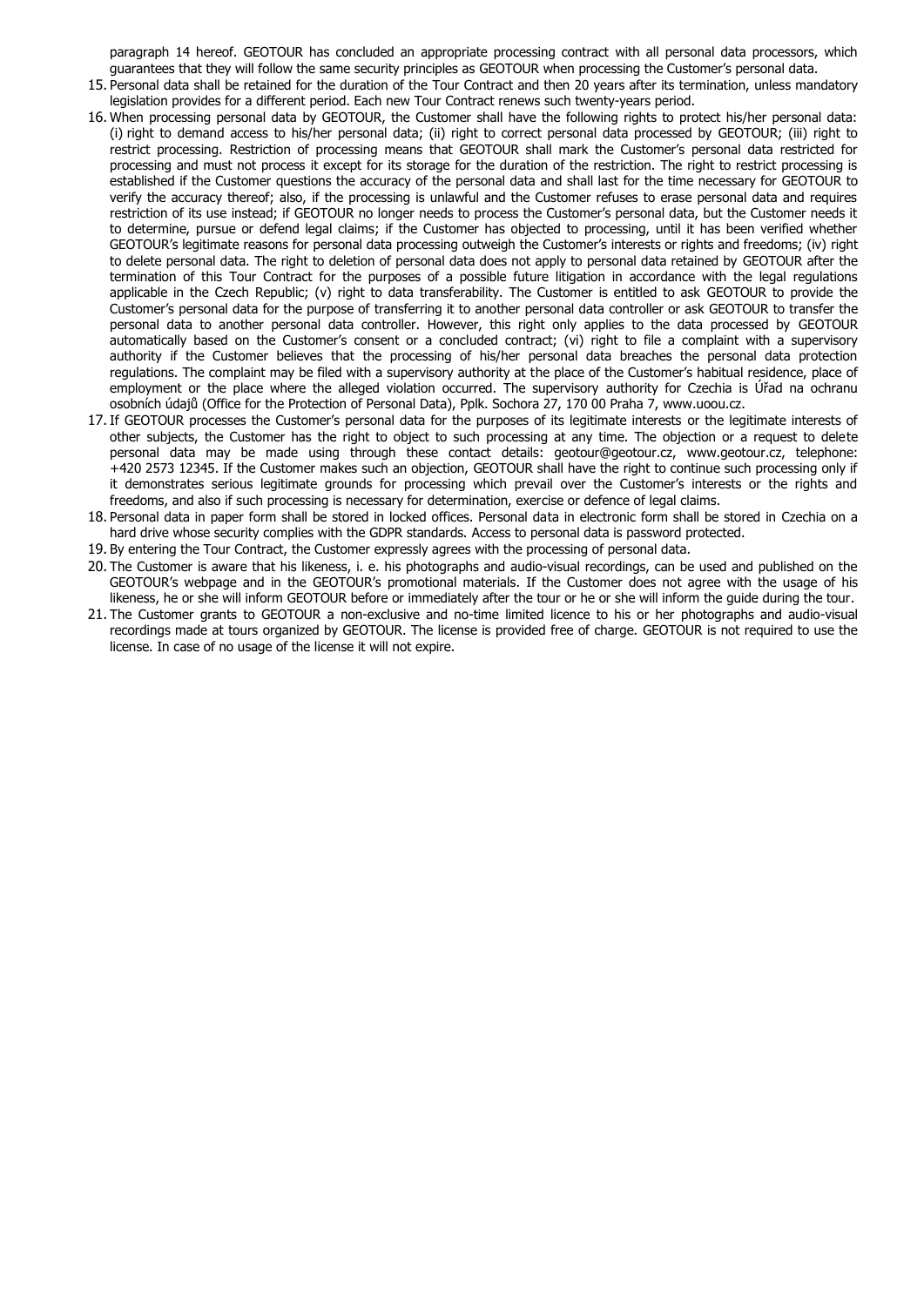paragraph 14 hereof. GEOTOUR has concluded an appropriate processing contract with all personal data processors, which guarantees that they will follow the same security principles as GEOTOUR when processing the Customer's personal data.

15. Personal data shall be retained for the duration of the Tour Contract and then 20 years after its termination, unless mandatory legislation provides for a different period. Each new Tour Contract renews such twenty-years period.
16. When processing personal data by GEOTOUR, the Customer shall have the following rights to protect his/her personal data: (i) right to demand access to his/her personal data; (ii) right to correct personal data processed by GEOTOUR; (iii) right to restrict processing. Restriction of processing means that GEOTOUR shall mark the Customer's personal data restricted for processing and must not process it except for its storage for the duration of the restriction. The right to restrict processing is established if the Customer questions the accuracy of the personal data and shall last for the time necessary for GEOTOUR to verify the accuracy thereof; also, if the processing is unlawful and the Customer refuses to erase personal data and requires restriction of its use instead; if GEOTOUR no longer needs to process the Customer's personal data, but the Customer needs it to determine, pursue or defend legal claims; if the Customer has objected to processing, until it has been verified whether GEOTOUR's legitimate reasons for personal data processing outweigh the Customer's interests or rights and freedoms; (iv) right to delete personal data. The right to deletion of personal data does not apply to personal data retained by GEOTOUR after the termination of this Tour Contract for the purposes of a possible future litigation in accordance with the legal regulations applicable in the Czech Republic; (v) right to data transferability. The Customer is entitled to ask GEOTOUR to provide the Customer's personal data for the purpose of transferring it to another personal data controller or ask GEOTOUR to transfer the personal data to another personal data controller. However, this right only applies to the data processed by GEOTOUR automatically based on the Customer's consent or a concluded contract; (vi) right to file a complaint with a supervisory authority if the Customer believes that the processing of his/her personal data breaches the personal data protection regulations. The complaint may be filed with a supervisory authority at the place of the Customer's habitual residence, place of employment or the place where the alleged violation occurred. The supervisory authority for Czechia is Úřad na ochranu osobních údajů (Office for the Protection of Personal Data), Pplk. Sochora 27, 170 00 Praha 7, www.uoou.cz.
17. If GEOTOUR processes the Customer's personal data for the purposes of its legitimate interests or the legitimate interests of other subjects, the Customer has the right to object to such processing at any time. The objection or a request to delete personal data may be made using through these contact details: geotour@geotour.cz, www.geotour.cz, telephone: +420 2573 12345. If the Customer makes such an objection, GEOTOUR shall have the right to continue such processing only if it demonstrates serious legitimate grounds for processing which prevail over the Customer's interests or the rights and freedoms, and also if such processing is necessary for determination, exercise or defence of legal claims.
18. Personal data in paper form shall be stored in locked offices. Personal data in electronic form shall be stored in Czechia on a hard drive whose security complies with the GDPR standards. Access to personal data is password protected.
19. By entering the Tour Contract, the Customer expressly agrees with the processing of personal data.
20. The Customer is aware that his likeness, i. e. his photographs and audio-visual recordings, can be used and published on the GEOTOUR's webpage and in the GEOTOUR's promotional materials. If the Customer does not agree with the usage of his likeness, he or she will inform GEOTOUR before or immediately after the tour or he or she will inform the guide during the tour.
21. The Customer grants to GEOTOUR a non-exclusive and no-time limited licence to his or her photographs and audio-visual recordings made at tours organized by GEOTOUR. The license is provided free of charge. GEOTOUR is not required to use the license. In case of no usage of the license it will not expire.